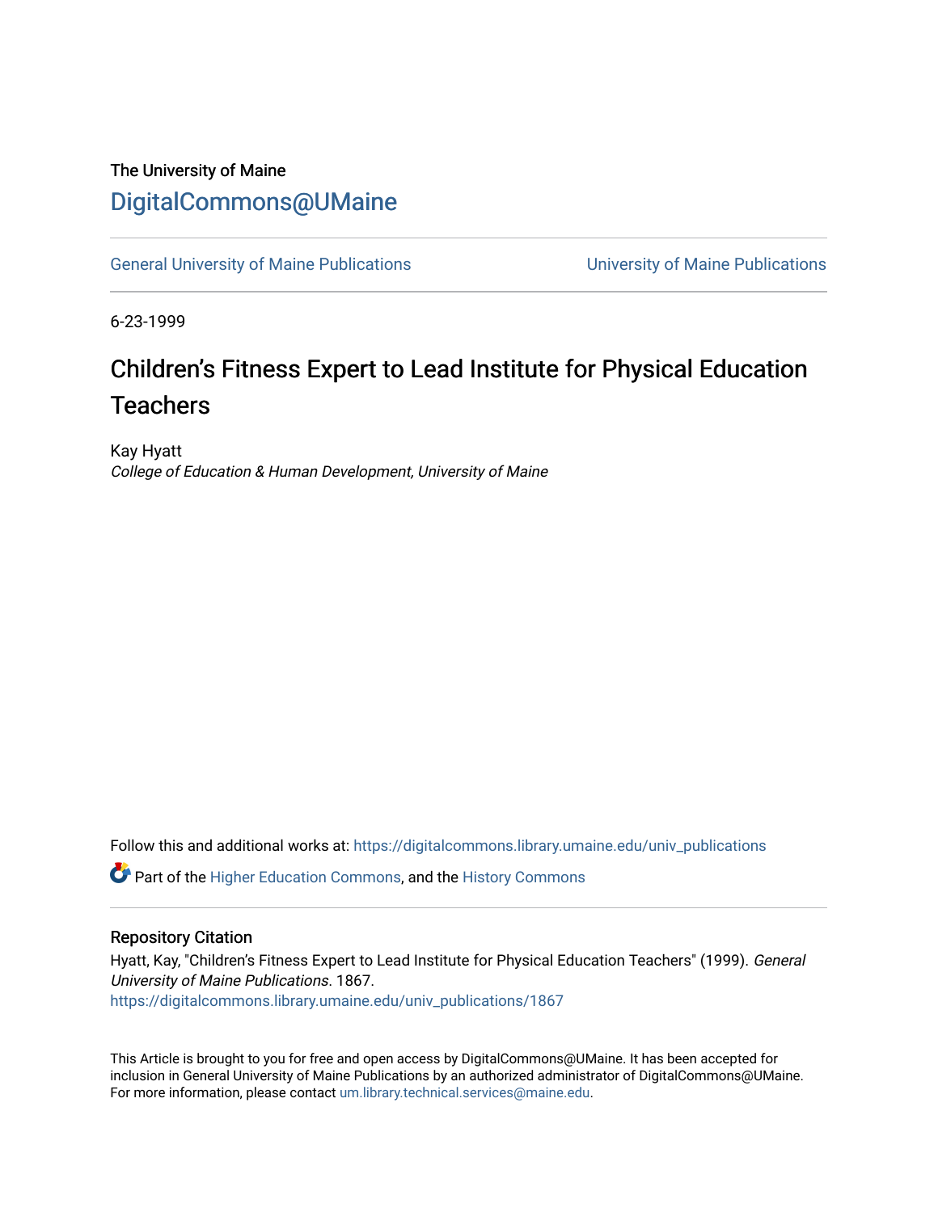The University of Maine

# DigitalCommons@UMaine

General University of Maine Publications | University of Maine Publications

6-23-1999

# Children's Fitness Expert to Lead Institute for Physical Education Teachers

Kay Hyatt

*College of Education & Human Development, University of Maine*

Follow this and additional works at: https://digitalcommons.library.umaine.edu/univ_publications

Part of the Higher Education Commons, and the History Commons

## Repository Citation

Hyatt, Kay, "Children's Fitness Expert to Lead Institute for Physical Education Teachers" (1999). *General University of Maine Publications*. 1867.
https://digitalcommons.library.umaine.edu/univ_publications/1867

This Article is brought to you for free and open access by DigitalCommons@UMaine. It has been accepted for inclusion in General University of Maine Publications by an authorized administrator of DigitalCommons@UMaine. For more information, please contact um.library.technical.services@maine.edu.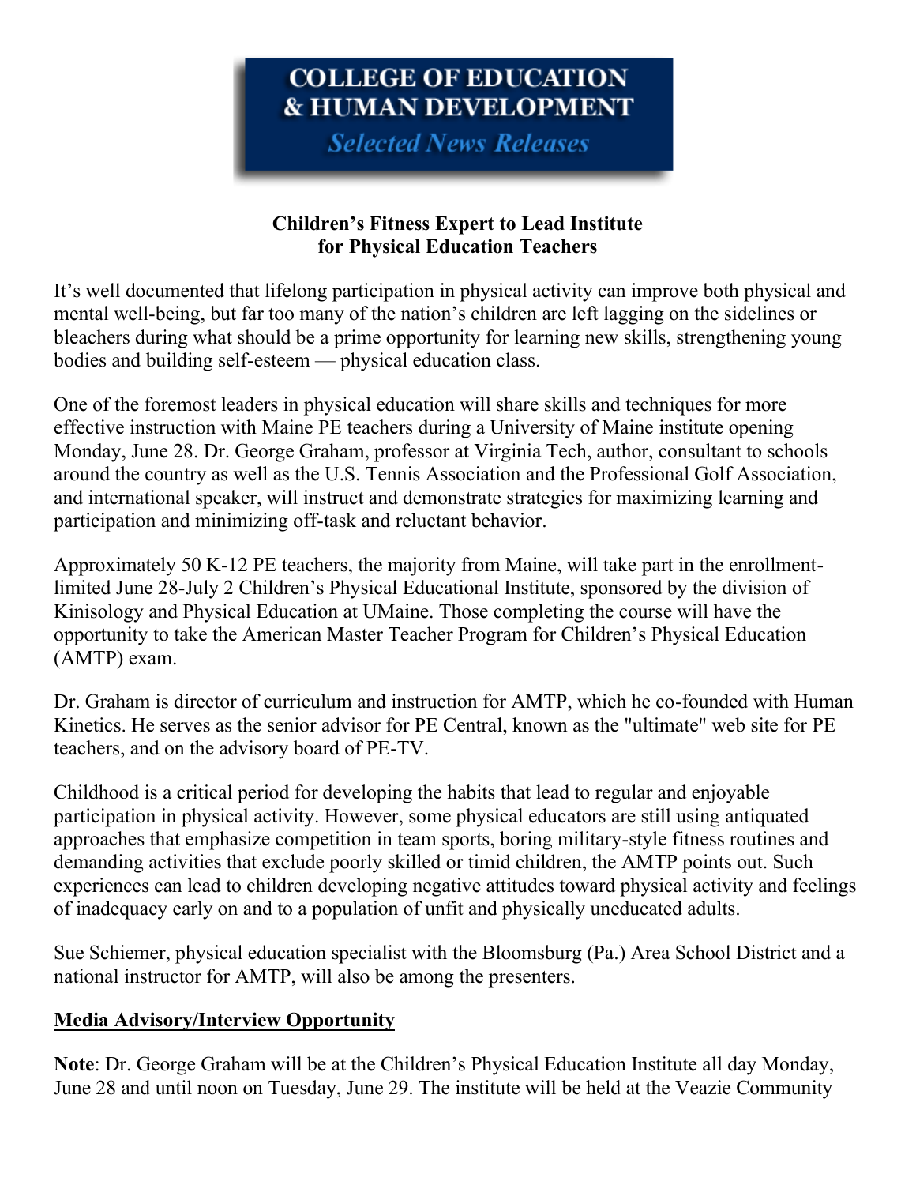# COLLEGE OF EDUCATION & HUMAN DEVELOPMENT

*Selected News Releases*

**Children's Fitness Expert to Lead Institute for Physical Education Teachers**

It's well documented that lifelong participation in physical activity can improve both physical and mental well-being, but far too many of the nation's children are left lagging on the sidelines or bleachers during what should be a prime opportunity for learning new skills, strengthening young bodies and building self-esteem — physical education class.

One of the foremost leaders in physical education will share skills and techniques for more effective instruction with Maine PE teachers during a University of Maine institute opening Monday, June 28. Dr. George Graham, professor at Virginia Tech, author, consultant to schools around the country as well as the U.S. Tennis Association and the Professional Golf Association, and international speaker, will instruct and demonstrate strategies for maximizing learning and participation and minimizing off-task and reluctant behavior.

Approximately 50 K-12 PE teachers, the majority from Maine, will take part in the enrollment-limited June 28-July 2 Children's Physical Educational Institute, sponsored by the division of Kinisology and Physical Education at UMaine. Those completing the course will have the opportunity to take the American Master Teacher Program for Children's Physical Education (AMTP) exam.

Dr. Graham is director of curriculum and instruction for AMTP, which he co-founded with Human Kinetics. He serves as the senior advisor for PE Central, known as the "ultimate" web site for PE teachers, and on the advisory board of PE-TV.

Childhood is a critical period for developing the habits that lead to regular and enjoyable participation in physical activity. However, some physical educators are still using antiquated approaches that emphasize competition in team sports, boring military-style fitness routines and demanding activities that exclude poorly skilled or timid children, the AMTP points out. Such experiences can lead to children developing negative attitudes toward physical activity and feelings of inadequacy early on and to a population of unfit and physically uneducated adults.

Sue Schiemer, physical education specialist with the Bloomsburg (Pa.) Area School District and a national instructor for AMTP, will also be among the presenters.

**Media Advisory/Interview Opportunity**

**Note**: Dr. George Graham will be at the Children's Physical Education Institute all day Monday, June 28 and until noon on Tuesday, June 29. The institute will be held at the Veazie Community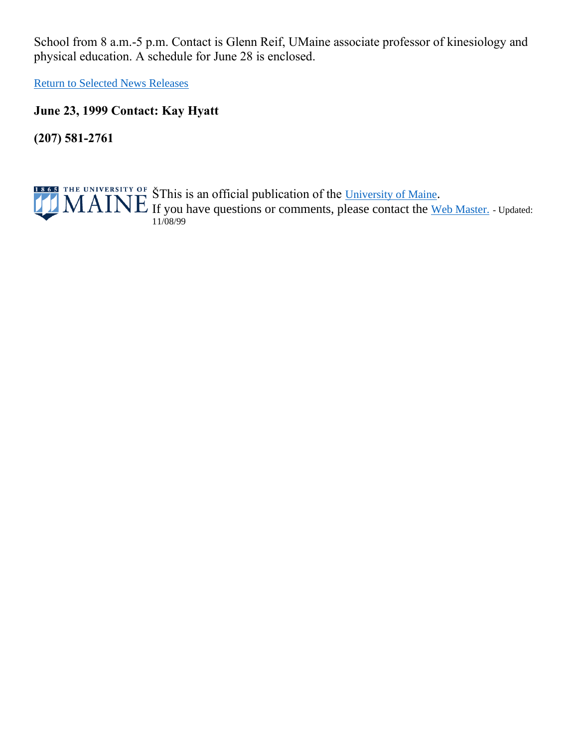School from 8 a.m.-5 p.m. Contact is Glenn Reif, UMaine associate professor of kinesiology and physical education. A schedule for June 28 is enclosed.

Return to Selected News Releases

**June 23, 1999 Contact: Kay Hyatt**

**(207) 581-2761**

ŠThis is an official publication of the University of Maine.
If you have questions or comments, please contact the Web Master. - Updated: 11/08/99